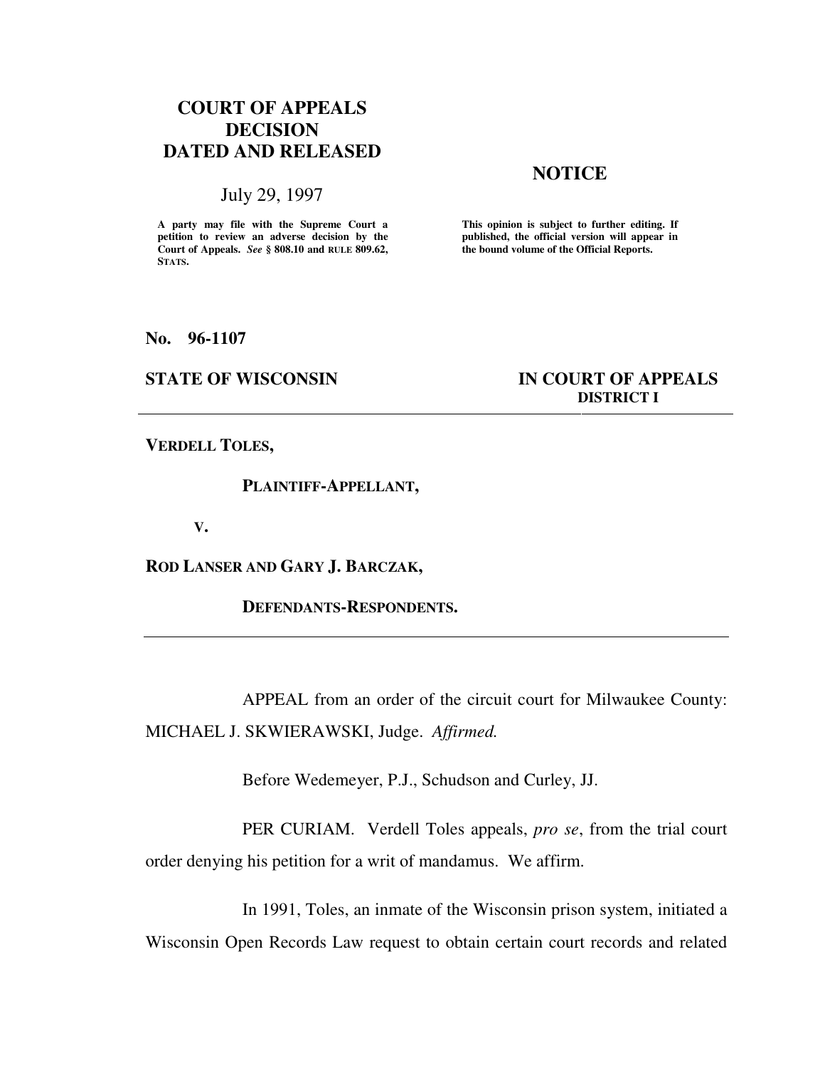**COURT OF APPEALS DECISION DATED AND RELEASED**

July 29, 1997

**A party may file with the Supreme Court a petition to review an adverse decision by the Court of Appeals.** ***See*** **§ 808.10 and RULE 809.62, STATS.**

**NOTICE**

**This opinion is subject to further editing. If published, the official version will appear in the bound volume of the Official Reports.**

**No. 96-1107**

**STATE OF WISCONSIN** **IN COURT OF APPEALS DISTRICT I**

---

**VERDELL TOLES,**

**PLAINTIFF-APPELLANT,**

**V.**

**ROD LANSER AND GARY J. BARCZAK,**

**DEFENDANTS-RESPONDENTS.**

---

APPEAL from an order of the circuit court for Milwaukee County: MICHAEL J. SKWIERAWSKI, Judge. *Affirmed.*

Before Wedemeyer, P.J., Schudson and Curley, JJ.

PER CURIAM. Verdell Toles appeals, *pro se*, from the trial court order denying his petition for a writ of mandamus. We affirm.

In 1991, Toles, an inmate of the Wisconsin prison system, initiated a Wisconsin Open Records Law request to obtain certain court records and related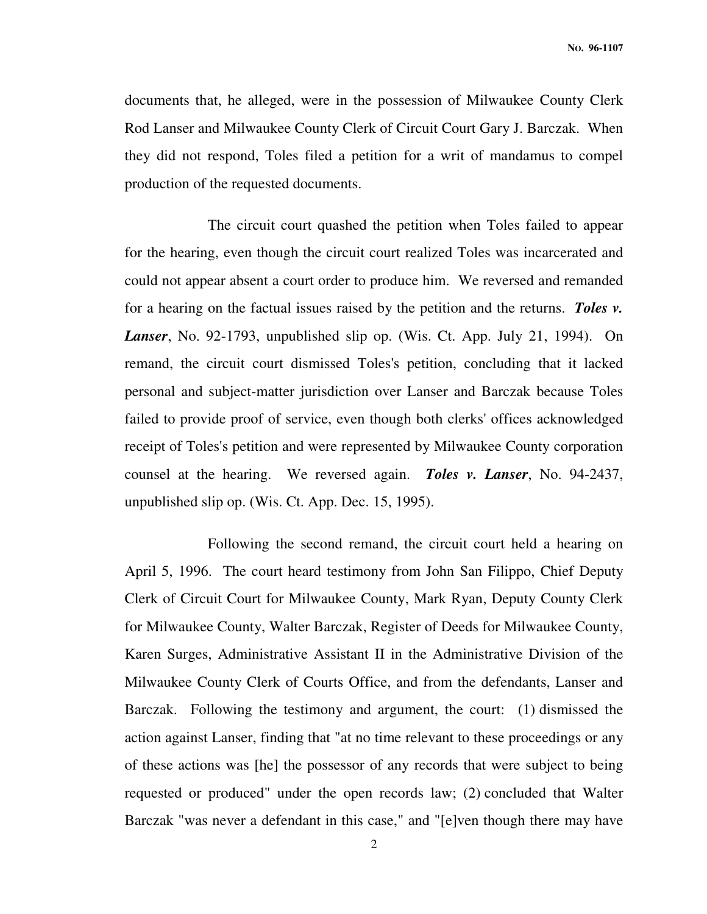documents that, he alleged, were in the possession of Milwaukee County Clerk Rod Lanser and Milwaukee County Clerk of Circuit Court Gary J. Barczak. When they did not respond, Toles filed a petition for a writ of mandamus to compel production of the requested documents.

The circuit court quashed the petition when Toles failed to appear for the hearing, even though the circuit court realized Toles was incarcerated and could not appear absent a court order to produce him. We reversed and remanded for a hearing on the factual issues raised by the petition and the returns. ***Toles v. Lanser***, No. 92-1793, unpublished slip op. (Wis. Ct. App. July 21, 1994). On remand, the circuit court dismissed Toles's petition, concluding that it lacked personal and subject-matter jurisdiction over Lanser and Barczak because Toles failed to provide proof of service, even though both clerks' offices acknowledged receipt of Toles's petition and were represented by Milwaukee County corporation counsel at the hearing. We reversed again. ***Toles v. Lanser***, No. 94-2437, unpublished slip op. (Wis. Ct. App. Dec. 15, 1995).

Following the second remand, the circuit court held a hearing on April 5, 1996. The court heard testimony from John San Filippo, Chief Deputy Clerk of Circuit Court for Milwaukee County, Mark Ryan, Deputy County Clerk for Milwaukee County, Walter Barczak, Register of Deeds for Milwaukee County, Karen Surges, Administrative Assistant II in the Administrative Division of the Milwaukee County Clerk of Courts Office, and from the defendants, Lanser and Barczak. Following the testimony and argument, the court: (1) dismissed the action against Lanser, finding that "at no time relevant to these proceedings or any of these actions was [he] the possessor of any records that were subject to being requested or produced" under the open records law; (2) concluded that Walter Barczak "was never a defendant in this case," and "[e]ven though there may have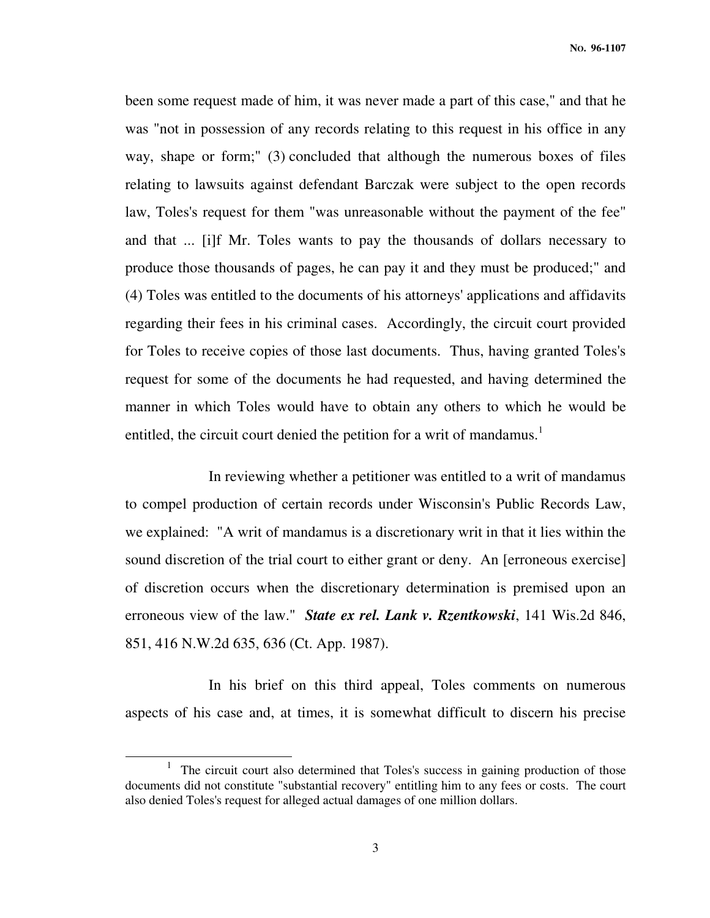been some request made of him, it was never made a part of this case," and that he was "not in possession of any records relating to this request in his office in any way, shape or form;" (3) concluded that although the numerous boxes of files relating to lawsuits against defendant Barczak were subject to the open records law, Toles's request for them "was unreasonable without the payment of the fee" and that ... [i]f Mr. Toles wants to pay the thousands of dollars necessary to produce those thousands of pages, he can pay it and they must be produced;" and (4) Toles was entitled to the documents of his attorneys' applications and affidavits regarding their fees in his criminal cases. Accordingly, the circuit court provided for Toles to receive copies of those last documents. Thus, having granted Toles's request for some of the documents he had requested, and having determined the manner in which Toles would have to obtain any others to which he would be entitled, the circuit court denied the petition for a writ of mandamus.[1]

In reviewing whether a petitioner was entitled to a writ of mandamus to compel production of certain records under Wisconsin's Public Records Law, we explained: "A writ of mandamus is a discretionary writ in that it lies within the sound discretion of the trial court to either grant or deny. An [erroneous exercise] of discretion occurs when the discretionary determination is premised upon an erroneous view of the law." ***State ex rel. Lank v. Rzentkowski***, 141 Wis.2d 846, 851, 416 N.W.2d 635, 636 (Ct. App. 1987).

In his brief on this third appeal, Toles comments on numerous aspects of his case and, at times, it is somewhat difficult to discern his precise

[1] The circuit court also determined that Toles's success in gaining production of those documents did not constitute "substantial recovery" entitling him to any fees or costs. The court also denied Toles's request for alleged actual damages of one million dollars.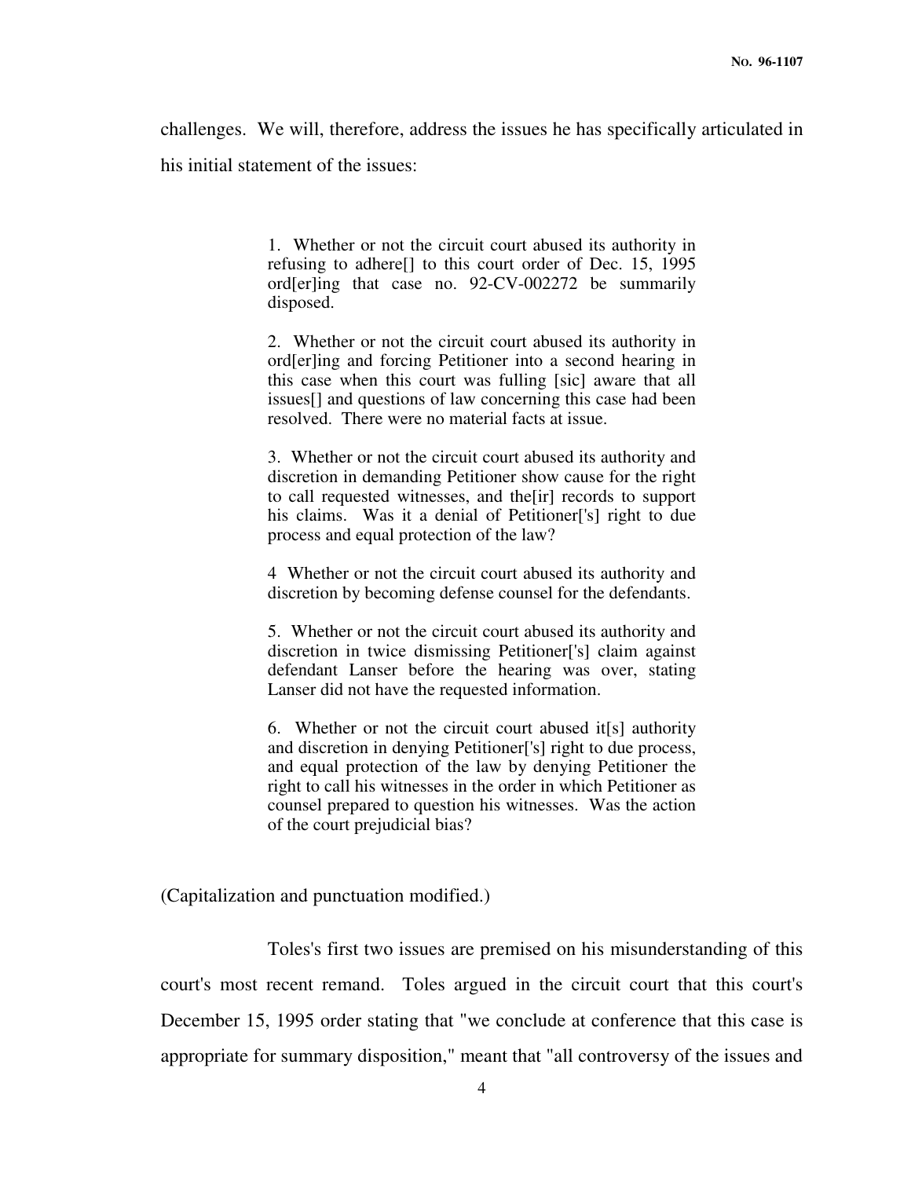challenges. We will, therefore, address the issues he has specifically articulated in his initial statement of the issues:

> 1. Whether or not the circuit court abused its authority in refusing to adhere[] to this court order of Dec. 15, 1995 ord[er]ing that case no. 92-CV-002272 be summarily disposed.
>
> 2. Whether or not the circuit court abused its authority in ord[er]ing and forcing Petitioner into a second hearing in this case when this court was fulling [sic] aware that all issues[] and questions of law concerning this case had been resolved. There were no material facts at issue.
>
> 3. Whether or not the circuit court abused its authority and discretion in demanding Petitioner show cause for the right to call requested witnesses, and the[ir] records to support his claims. Was it a denial of Petitioner['s] right to due process and equal protection of the law?
>
> 4 Whether or not the circuit court abused its authority and discretion by becoming defense counsel for the defendants.
>
> 5. Whether or not the circuit court abused its authority and discretion in twice dismissing Petitioner['s] claim against defendant Lanser before the hearing was over, stating Lanser did not have the requested information.
>
> 6. Whether or not the circuit court abused it[s] authority and discretion in denying Petitioner['s] right to due process, and equal protection of the law by denying Petitioner the right to call his witnesses in the order in which Petitioner as counsel prepared to question his witnesses. Was the action of the court prejudicial bias?

(Capitalization and punctuation modified.)

Toles's first two issues are premised on his misunderstanding of this court's most recent remand. Toles argued in the circuit court that this court's December 15, 1995 order stating that "we conclude at conference that this case is appropriate for summary disposition," meant that "all controversy of the issues and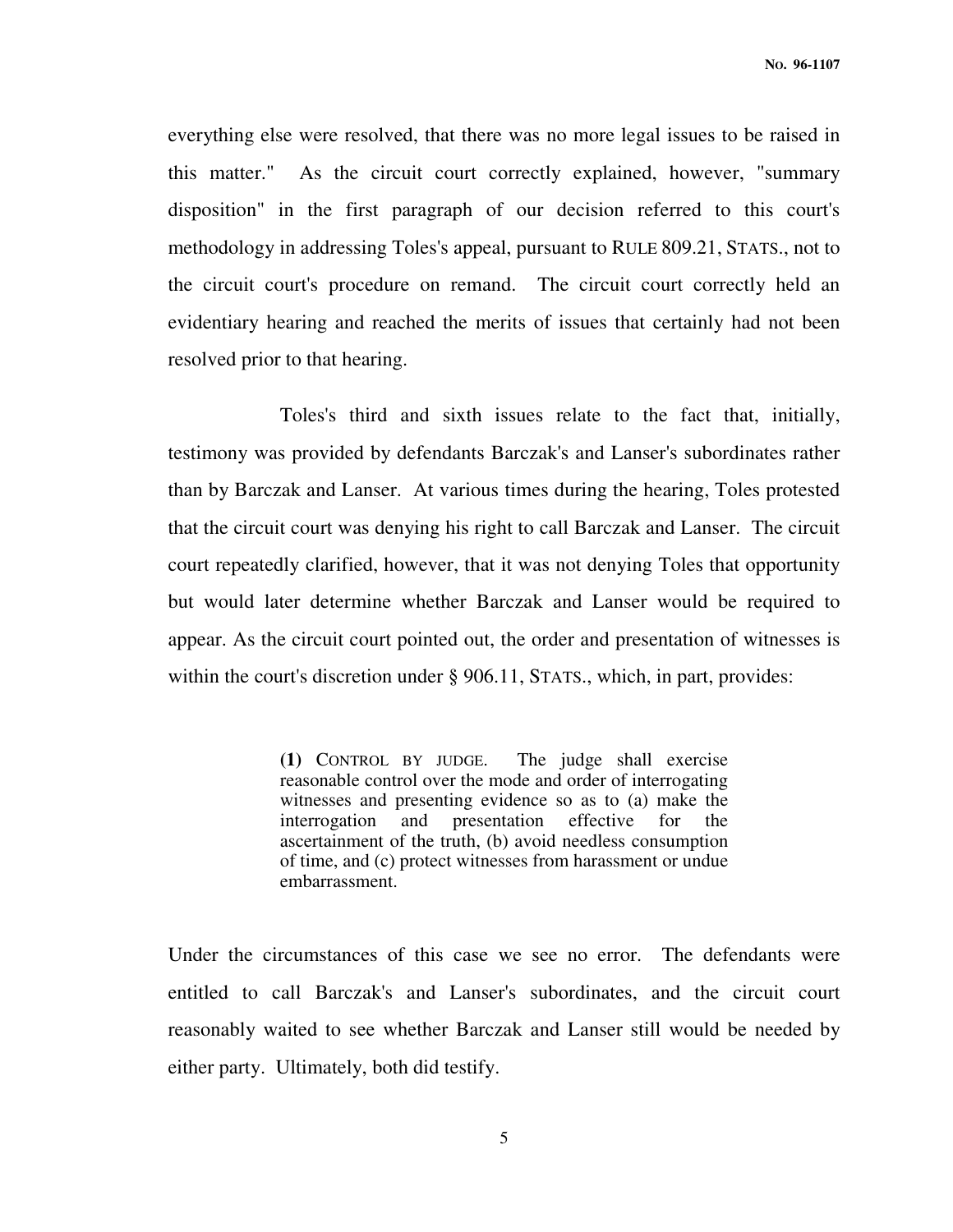everything else were resolved, that there was no more legal issues to be raised in this matter." As the circuit court correctly explained, however, "summary disposition" in the first paragraph of our decision referred to this court's methodology in addressing Toles's appeal, pursuant to RULE 809.21, STATS., not to the circuit court's procedure on remand. The circuit court correctly held an evidentiary hearing and reached the merits of issues that certainly had not been resolved prior to that hearing.

Toles's third and sixth issues relate to the fact that, initially, testimony was provided by defendants Barczak's and Lanser's subordinates rather than by Barczak and Lanser. At various times during the hearing, Toles protested that the circuit court was denying his right to call Barczak and Lanser. The circuit court repeatedly clarified, however, that it was not denying Toles that opportunity but would later determine whether Barczak and Lanser would be required to appear. As the circuit court pointed out, the order and presentation of witnesses is within the court's discretion under § 906.11, STATS., which, in part, provides:

> **(1)** CONTROL BY JUDGE. The judge shall exercise reasonable control over the mode and order of interrogating witnesses and presenting evidence so as to (a) make the interrogation and presentation effective for the ascertainment of the truth, (b) avoid needless consumption of time, and (c) protect witnesses from harassment or undue embarrassment.

Under the circumstances of this case we see no error. The defendants were entitled to call Barczak's and Lanser's subordinates, and the circuit court reasonably waited to see whether Barczak and Lanser still would be needed by either party. Ultimately, both did testify.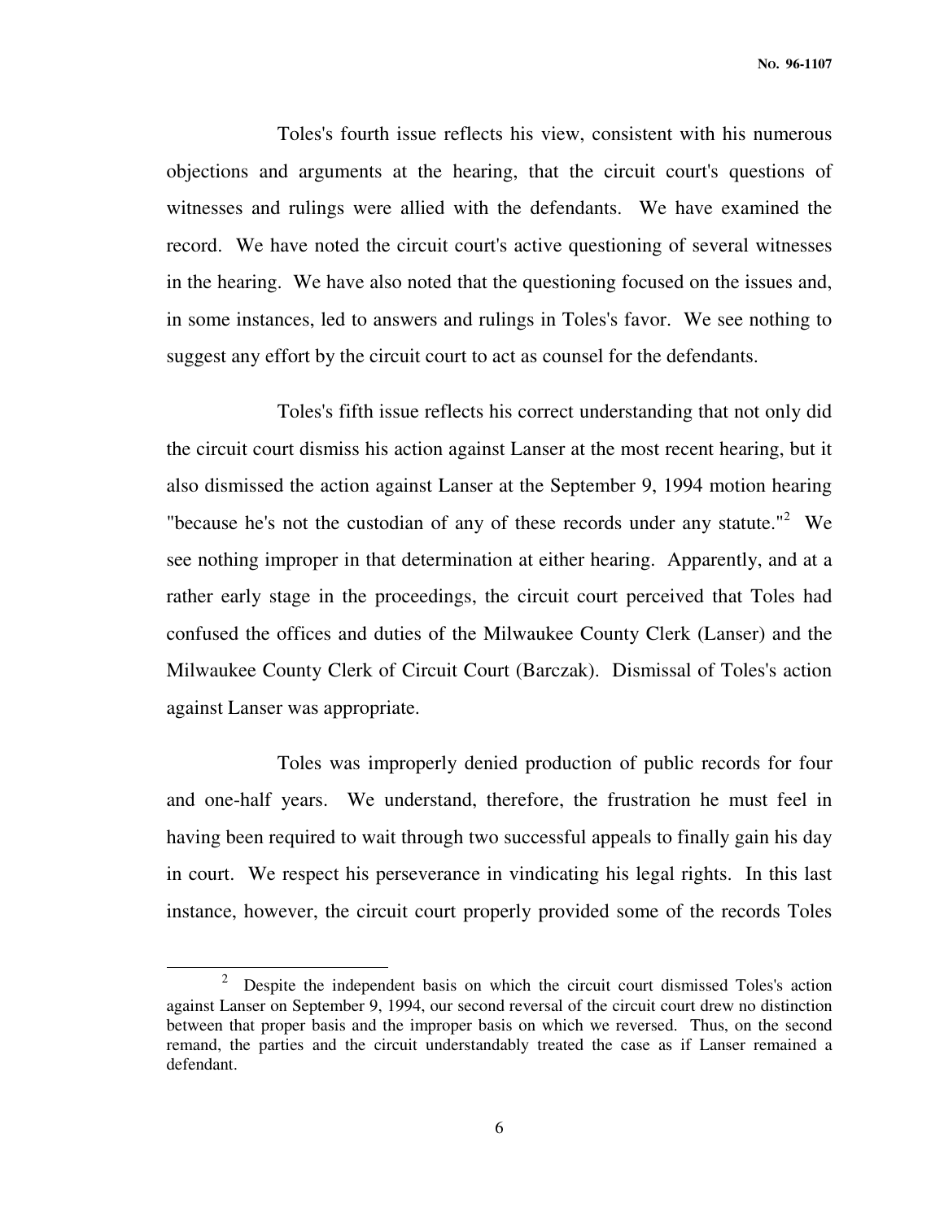Toles's fourth issue reflects his view, consistent with his numerous objections and arguments at the hearing, that the circuit court's questions of witnesses and rulings were allied with the defendants. We have examined the record. We have noted the circuit court's active questioning of several witnesses in the hearing. We have also noted that the questioning focused on the issues and, in some instances, led to answers and rulings in Toles's favor. We see nothing to suggest any effort by the circuit court to act as counsel for the defendants.

Toles's fifth issue reflects his correct understanding that not only did the circuit court dismiss his action against Lanser at the most recent hearing, but it also dismissed the action against Lanser at the September 9, 1994 motion hearing "because he's not the custodian of any of these records under any statute."[2] We see nothing improper in that determination at either hearing. Apparently, and at a rather early stage in the proceedings, the circuit court perceived that Toles had confused the offices and duties of the Milwaukee County Clerk (Lanser) and the Milwaukee County Clerk of Circuit Court (Barczak). Dismissal of Toles's action against Lanser was appropriate.

Toles was improperly denied production of public records for four and one-half years. We understand, therefore, the frustration he must feel in having been required to wait through two successful appeals to finally gain his day in court. We respect his perseverance in vindicating his legal rights. In this last instance, however, the circuit court properly provided some of the records Toles

---

[2] Despite the independent basis on which the circuit court dismissed Toles's action against Lanser on September 9, 1994, our second reversal of the circuit court drew no distinction between that proper basis and the improper basis on which we reversed. Thus, on the second remand, the parties and the circuit understandably treated the case as if Lanser remained a defendant.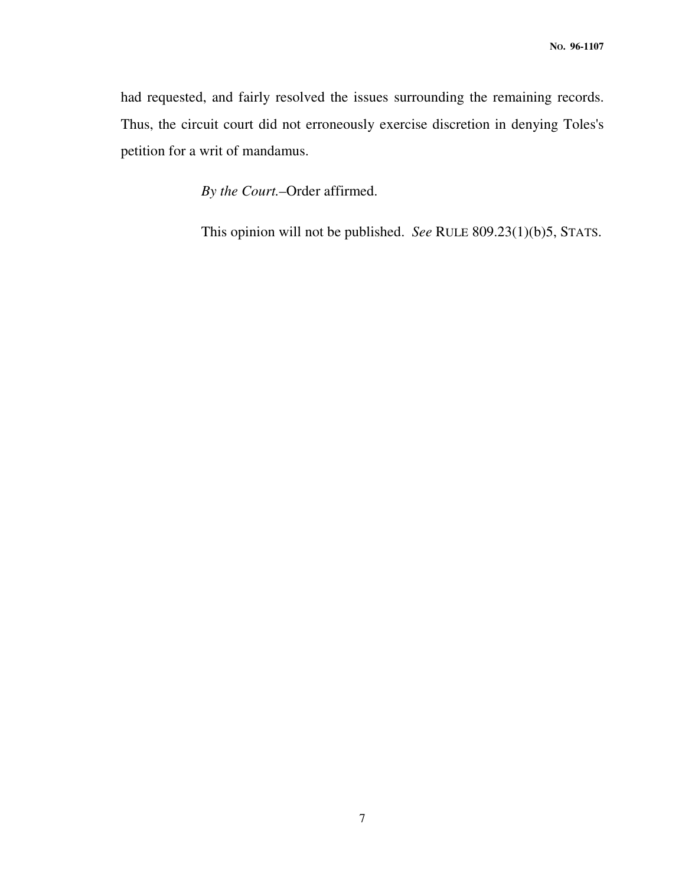had requested, and fairly resolved the issues surrounding the remaining records. Thus, the circuit court did not erroneously exercise discretion in denying Toles's petition for a writ of mandamus.

*By the Court.*–Order affirmed.

This opinion will not be published. *See* RULE 809.23(1)(b)5, STATS.